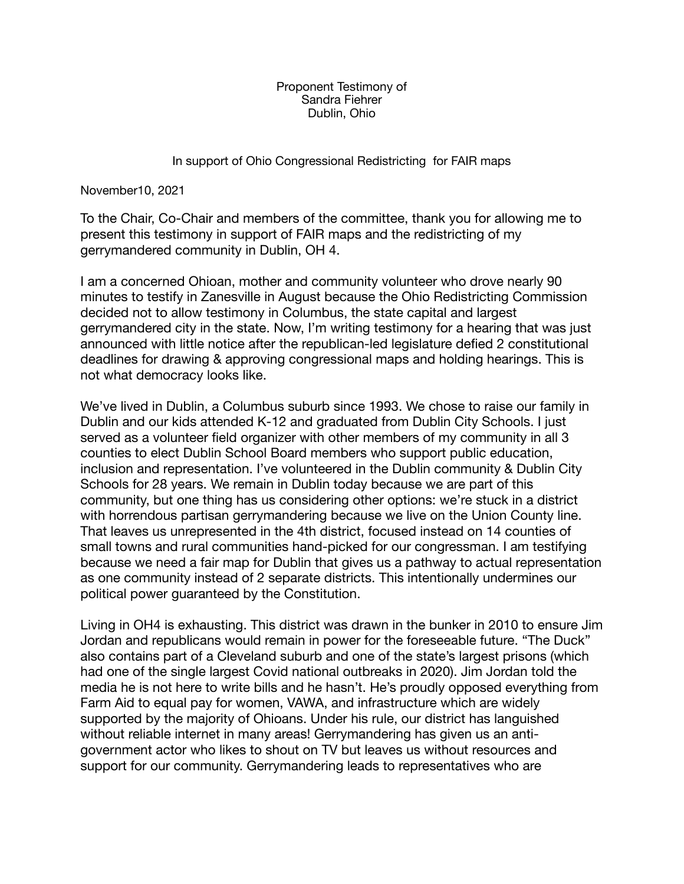Proponent Testimony of
Sandra Fiehrer
Dublin, Ohio

In support of Ohio Congressional Redistricting for FAIR maps

November10, 2021

To the Chair, Co-Chair and members of the committee, thank you for allowing me to present this testimony in support of FAIR maps and the redistricting of my gerrymandered community in Dublin, OH 4.

I am a concerned Ohioan, mother and community volunteer who drove nearly 90 minutes to testify in Zanesville in August because the Ohio Redistricting Commission decided not to allow testimony in Columbus, the state capital and largest gerrymandered city in the state. Now, I'm writing testimony for a hearing that was just announced with little notice after the republican-led legislature defied 2 constitutional deadlines for drawing & approving congressional maps and holding hearings. This is not what democracy looks like.

We've lived in Dublin, a Columbus suburb since 1993. We chose to raise our family in Dublin and our kids attended K-12 and graduated from Dublin City Schools. I just served as a volunteer field organizer with other members of my community in all 3 counties to elect Dublin School Board members who support public education, inclusion and representation. I've volunteered in the Dublin community & Dublin City Schools for 28 years. We remain in Dublin today because we are part of this community, but one thing has us considering other options: we're stuck in a district with horrendous partisan gerrymandering because we live on the Union County line. That leaves us unrepresented in the 4th district, focused instead on 14 counties of small towns and rural communities hand-picked for our congressman. I am testifying because we need a fair map for Dublin that gives us a pathway to actual representation as one community instead of 2 separate districts. This intentionally undermines our political power guaranteed by the Constitution.

Living in OH4 is exhausting. This district was drawn in the bunker in 2010 to ensure Jim Jordan and republicans would remain in power for the foreseeable future. "The Duck" also contains part of a Cleveland suburb and one of the state's largest prisons (which had one of the single largest Covid national outbreaks in 2020). Jim Jordan told the media he is not here to write bills and he hasn't. He's proudly opposed everything from Farm Aid to equal pay for women, VAWA, and infrastructure which are widely supported by the majority of Ohioans. Under his rule, our district has languished without reliable internet in many areas! Gerrymandering has given us an anti-government actor who likes to shout on TV but leaves us without resources and support for our community. Gerrymandering leads to representatives who are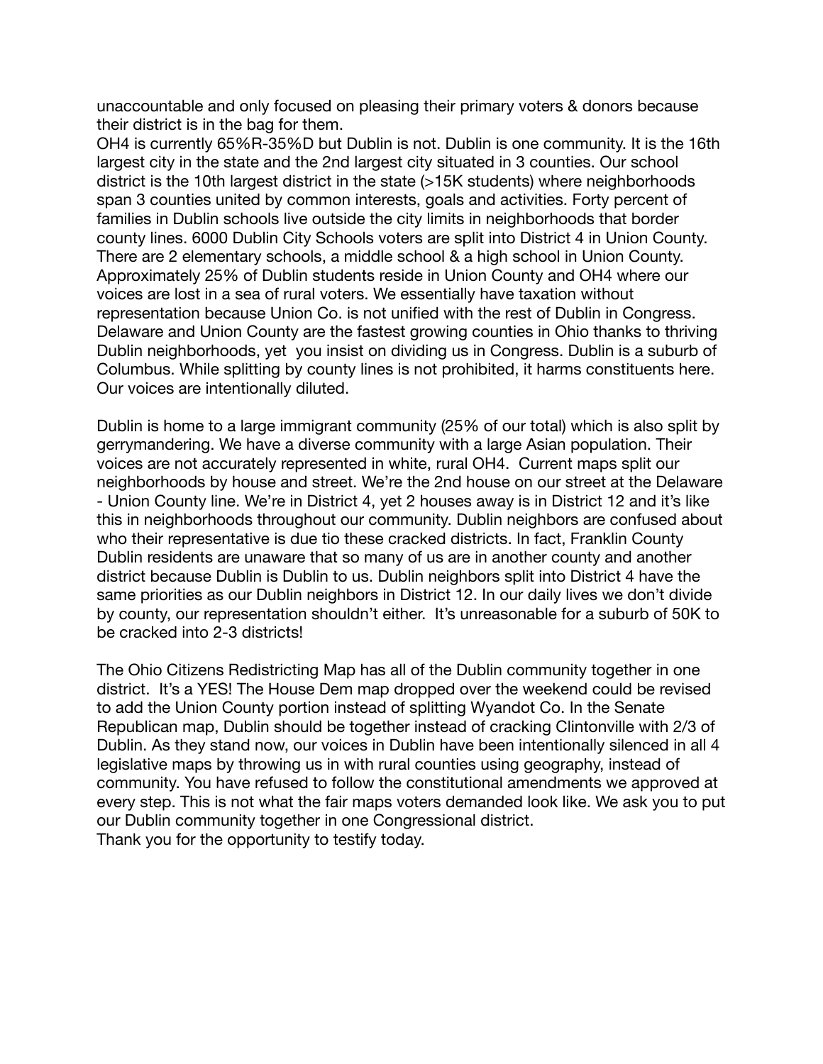unaccountable and only focused on pleasing their primary voters & donors because their district is in the bag for them.

OH4 is currently 65%R-35%D but Dublin is not. Dublin is one community. It is the 16th largest city in the state and the 2nd largest city situated in 3 counties. Our school district is the 10th largest district in the state (>15K students) where neighborhoods span 3 counties united by common interests, goals and activities. Forty percent of families in Dublin schools live outside the city limits in neighborhoods that border county lines. 6000 Dublin City Schools voters are split into District 4 in Union County. There are 2 elementary schools, a middle school & a high school in Union County. Approximately 25% of Dublin students reside in Union County and OH4 where our voices are lost in a sea of rural voters. We essentially have taxation without representation because Union Co. is not unified with the rest of Dublin in Congress. Delaware and Union County are the fastest growing counties in Ohio thanks to thriving Dublin neighborhoods, yet you insist on dividing us in Congress. Dublin is a suburb of Columbus. While splitting by county lines is not prohibited, it harms constituents here. Our voices are intentionally diluted.

Dublin is home to a large immigrant community (25% of our total) which is also split by gerrymandering. We have a diverse community with a large Asian population. Their voices are not accurately represented in white, rural OH4. Current maps split our neighborhoods by house and street. We're the 2nd house on our street at the Delaware - Union County line. We're in District 4, yet 2 houses away is in District 12 and it's like this in neighborhoods throughout our community. Dublin neighbors are confused about who their representative is due tio these cracked districts. In fact, Franklin County Dublin residents are unaware that so many of us are in another county and another district because Dublin is Dublin to us. Dublin neighbors split into District 4 have the same priorities as our Dublin neighbors in District 12. In our daily lives we don't divide by county, our representation shouldn't either. It's unreasonable for a suburb of 50K to be cracked into 2-3 districts!

The Ohio Citizens Redistricting Map has all of the Dublin community together in one district. It's a YES! The House Dem map dropped over the weekend could be revised to add the Union County portion instead of splitting Wyandot Co. In the Senate Republican map, Dublin should be together instead of cracking Clintonville with 2/3 of Dublin. As they stand now, our voices in Dublin have been intentionally silenced in all 4 legislative maps by throwing us in with rural counties using geography, instead of community. You have refused to follow the constitutional amendments we approved at every step. This is not what the fair maps voters demanded look like. We ask you to put our Dublin community together in one Congressional district.

Thank you for the opportunity to testify today.